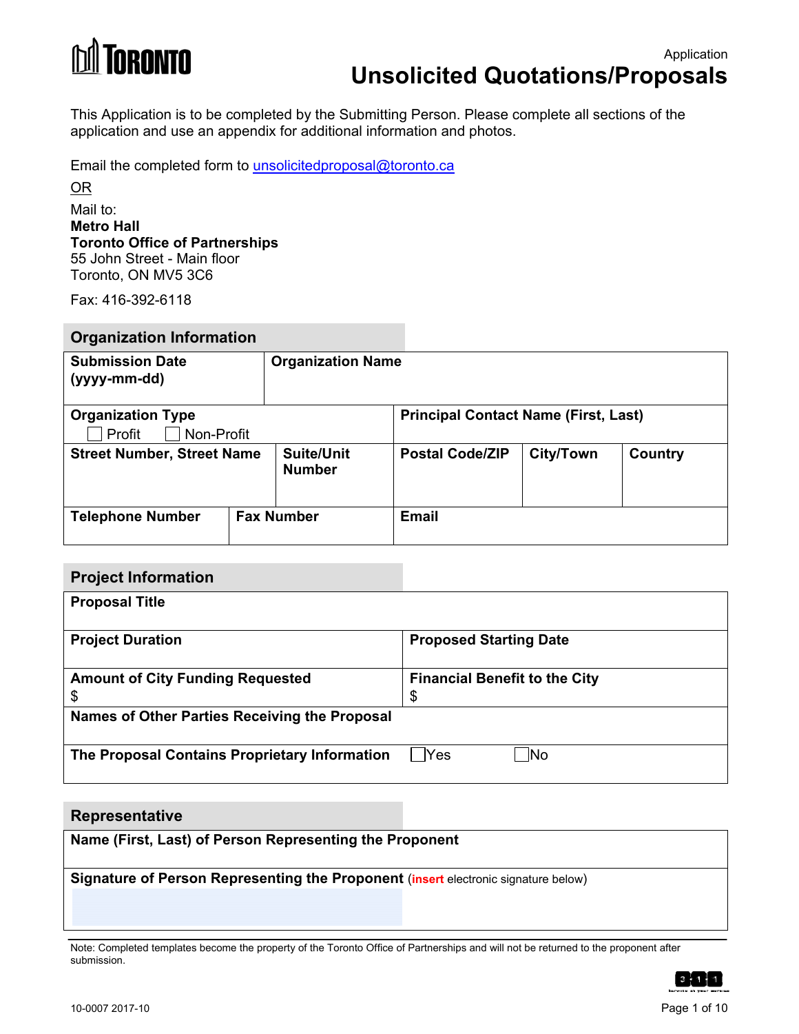Application

# Unsolicited Quotations/Proposals

This Application is to be completed by the Submitting Person. Please complete all sections of the application and use an appendix for additional information and photos.

Email the completed form to unsolicitedproposal@toronto.ca

OR

Mail to:
**Metro Hall**
**Toronto Office of Partnerships**
55 John Street - Main floor
Toronto, ON MV5 3C6

Fax: 416-392-6118

## Organization Information

| **Submission Date (yyyy-mm-dd)** | **Organization Name** | | | |
|---|---|---|---|---|
| **Organization Type** ☐ Profit ☐ Non-Profit | | **Principal Contact Name (First, Last)** | | |
| **Street Number, Street Name** | **Suite/Unit Number** | **Postal Code/ZIP** | **City/Town** | **Country** |
| **Telephone Number** | **Fax Number** | **Email** | | |

## Project Information

| **Proposal Title** | |
|---|---|
| **Project Duration** | **Proposed Starting Date** |
| **Amount of City Funding Requested** $ | **Financial Benefit to the City** $ |
| **Names of Other Parties Receiving the Proposal** | |
| **The Proposal Contains Proprietary Information** | ☐ Yes ☐ No |

## Representative

| **Name (First, Last) of Person Representing the Proponent** |
|---|
| **Signature of Person Representing the Proponent** (**insert** electronic signature below) |

Note: Completed templates become the property of the Toronto Office of Partnerships and will not be returned to the proponent after submission.

10-0007 2017-10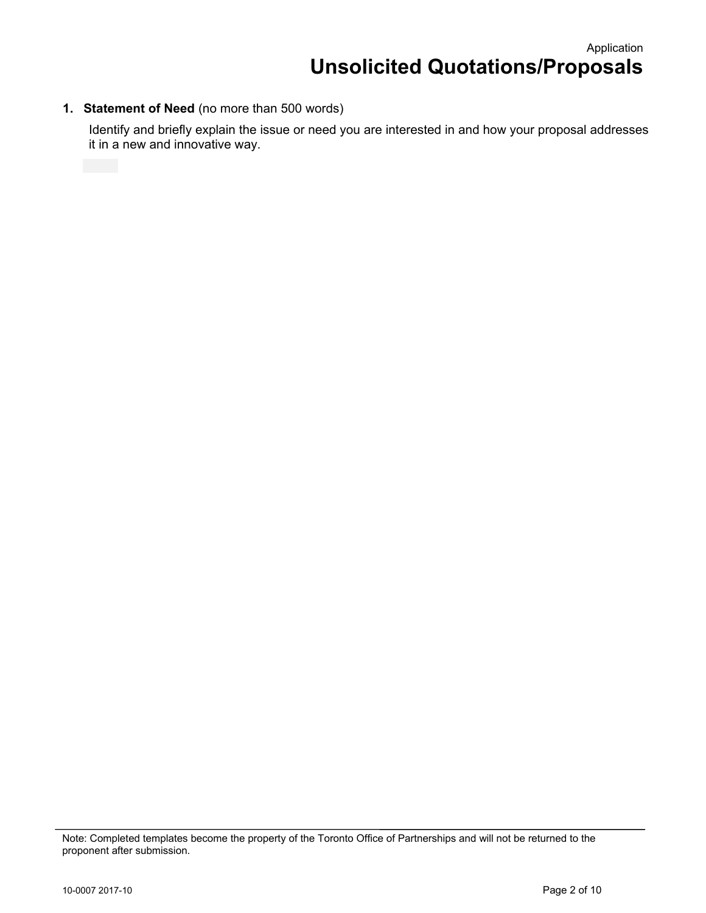Application

# Unsolicited Quotations/Proposals

1. **Statement of Need** (no more than 500 words)

   Identify and briefly explain the issue or need you are interested in and how your proposal addresses it in a new and innovative way.

Note: Completed templates become the property of the Toronto Office of Partnerships and will not be returned to the proponent after submission.

10-0007 2017-10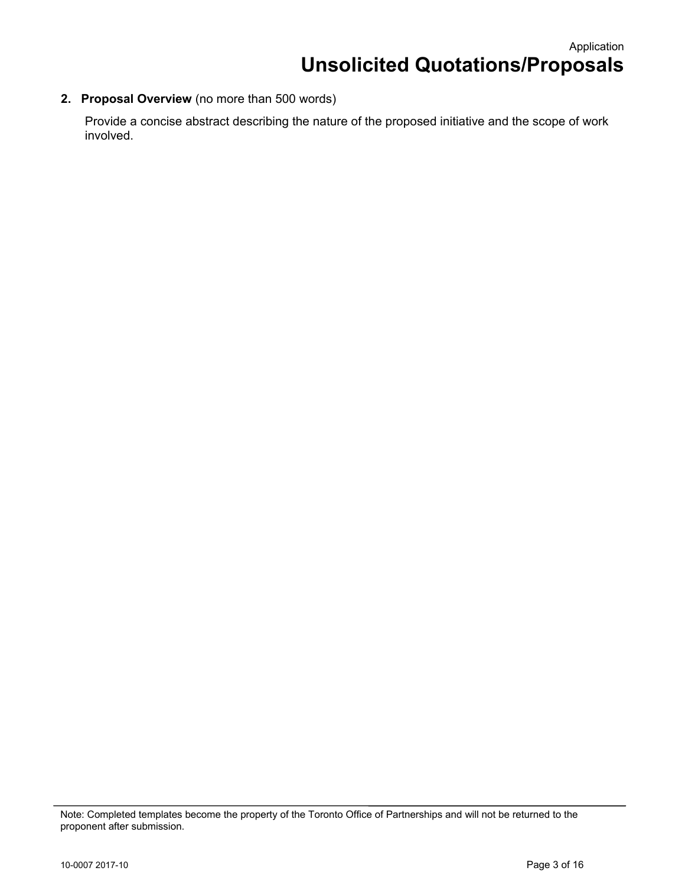**2. Proposal Overview** (no more than 500 words)

Provide a concise abstract describing the nature of the proposed initiative and the scope of work involved.

Note: Completed templates become the property of the Toronto Office of Partnerships and will not be returned to the proponent after submission.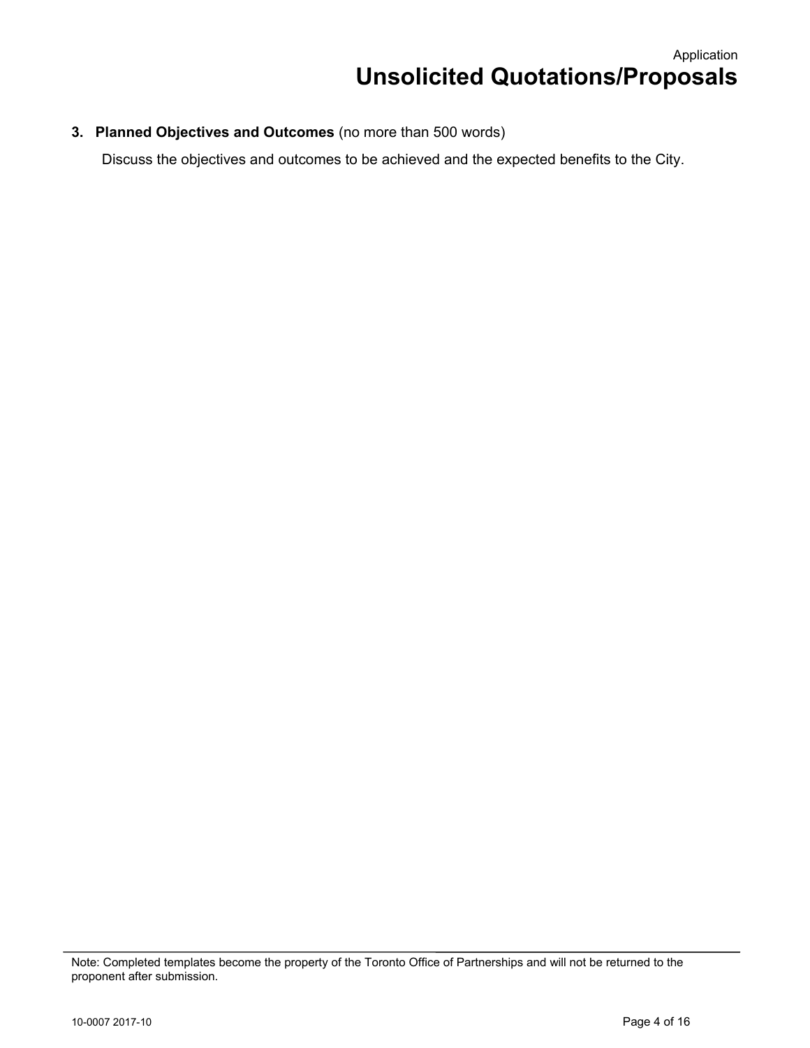**3. Planned Objectives and Outcomes** (no more than 500 words)

Discuss the objectives and outcomes to be achieved and the expected benefits to the City.

Note: Completed templates become the property of the Toronto Office of Partnerships and will not be returned to the proponent after submission.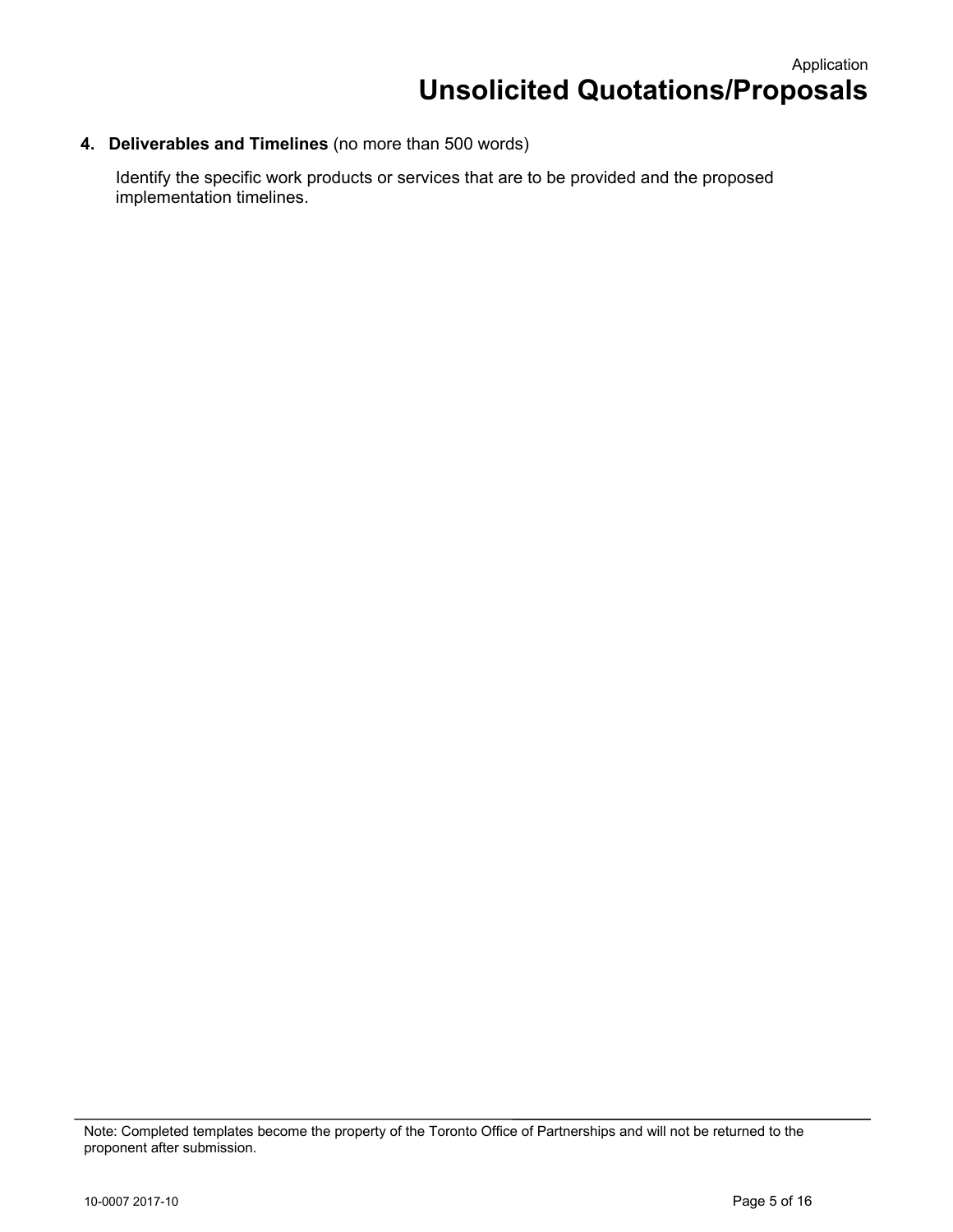**4. Deliverables and Timelines** (no more than 500 words)

Identify the specific work products or services that are to be provided and the proposed implementation timelines.

Note: Completed templates become the property of the Toronto Office of Partnerships and will not be returned to the proponent after submission.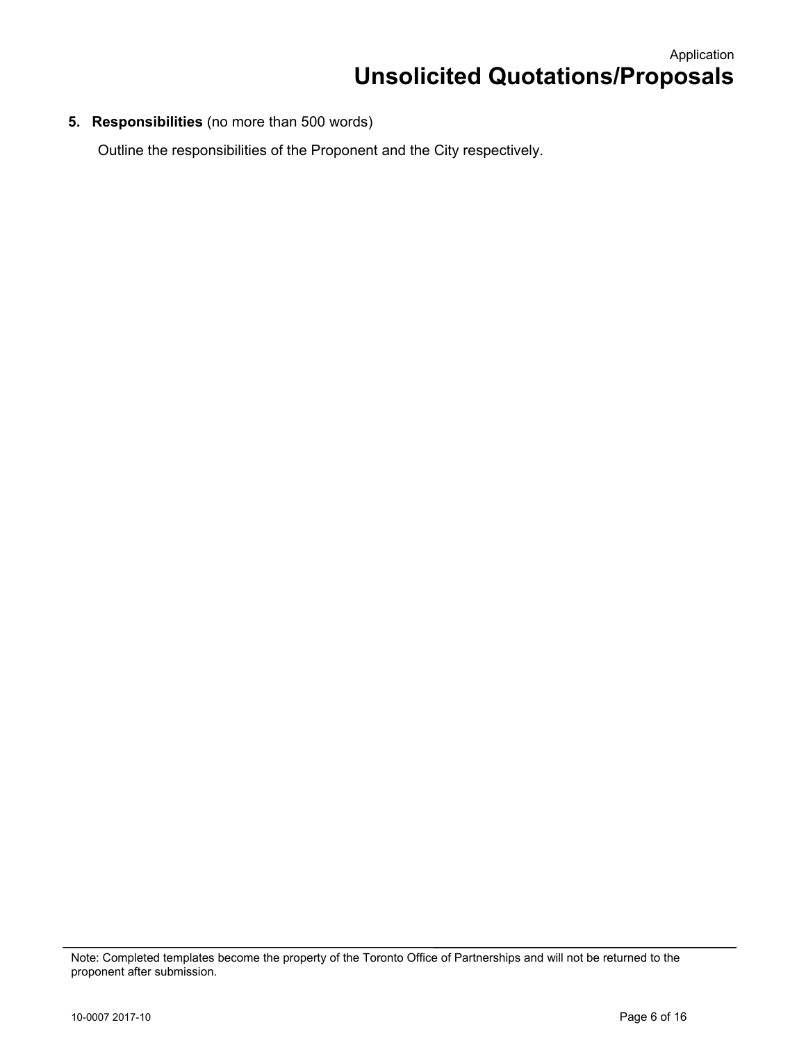**5. Responsibilities** (no more than 500 words)

Outline the responsibilities of the Proponent and the City respectively.

Note: Completed templates become the property of the Toronto Office of Partnerships and will not be returned to the proponent after submission.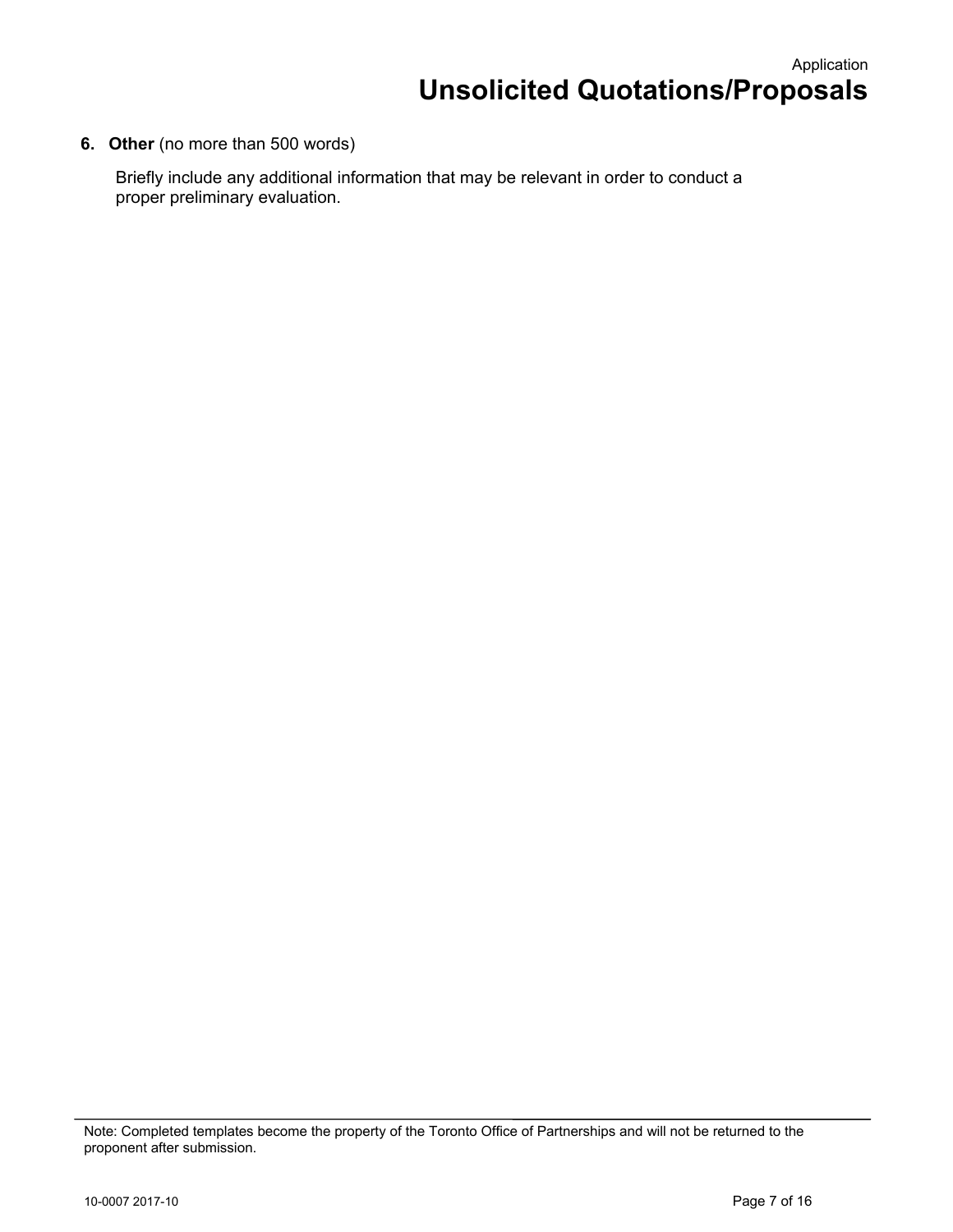**6. Other** (no more than 500 words)

Briefly include any additional information that may be relevant in order to conduct a proper preliminary evaluation.

Note: Completed templates become the property of the Toronto Office of Partnerships and will not be returned to the proponent after submission.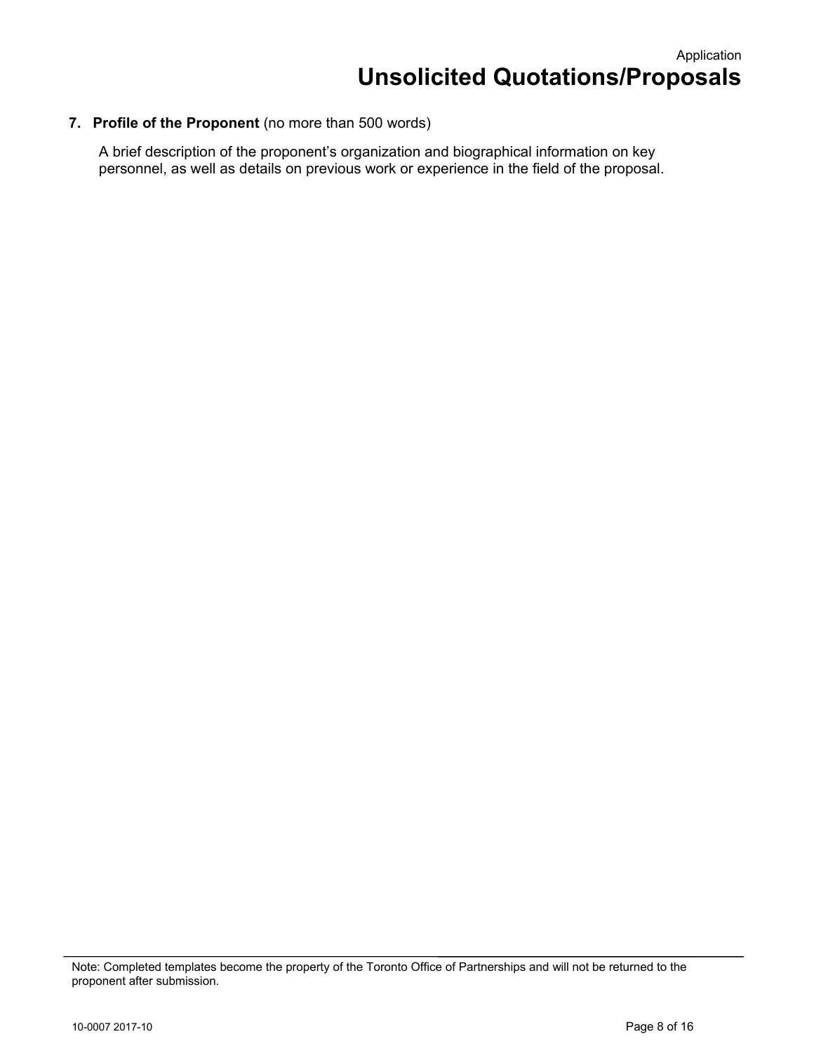## 7. Profile of the Proponent (no more than 500 words)

A brief description of the proponent's organization and biographical information on key personnel, as well as details on previous work or experience in the field of the proposal.

Note: Completed templates become the property of the Toronto Office of Partnerships and will not be returned to the proponent after submission.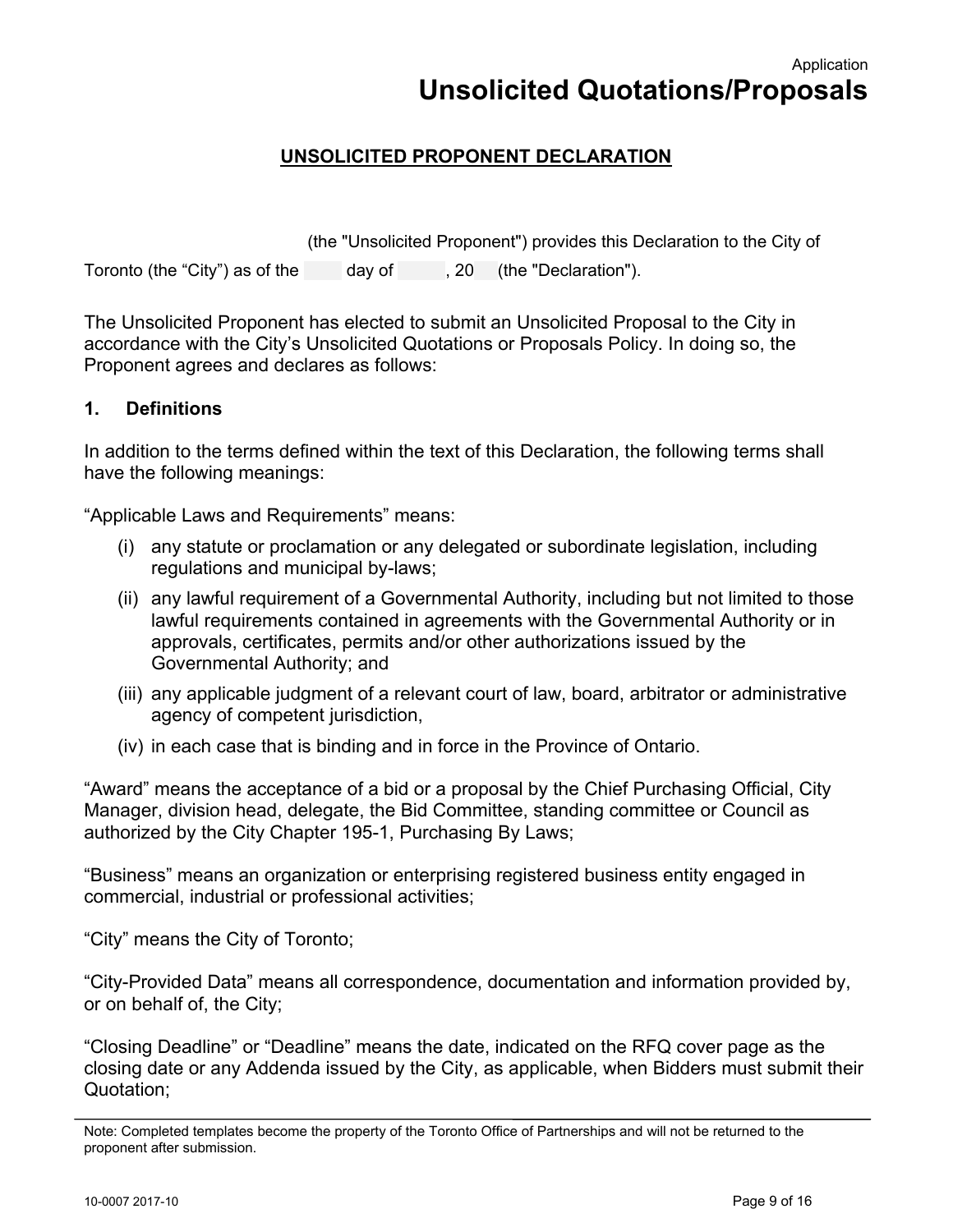Application

# Unsolicited Quotations/Proposals

## UNSOLICITED PROPONENT DECLARATION

(the "Unsolicited Proponent") provides this Declaration to the City of Toronto (the "City") as of the ____ day of ______, 20__ (the "Declaration").

The Unsolicited Proponent has elected to submit an Unsolicited Proposal to the City in accordance with the City's Unsolicited Quotations or Proposals Policy. In doing so, the Proponent agrees and declares as follows:

### 1. Definitions

In addition to the terms defined within the text of this Declaration, the following terms shall have the following meanings:

"Applicable Laws and Requirements" means:

(i) any statute or proclamation or any delegated or subordinate legislation, including regulations and municipal by-laws;

(ii) any lawful requirement of a Governmental Authority, including but not limited to those lawful requirements contained in agreements with the Governmental Authority or in approvals, certificates, permits and/or other authorizations issued by the Governmental Authority; and

(iii) any applicable judgment of a relevant court of law, board, arbitrator or administrative agency of competent jurisdiction,

(iv) in each case that is binding and in force in the Province of Ontario.

"Award" means the acceptance of a bid or a proposal by the Chief Purchasing Official, City Manager, division head, delegate, the Bid Committee, standing committee or Council as authorized by the City Chapter 195-1, Purchasing By Laws;

"Business" means an organization or enterprising registered business entity engaged in commercial, industrial or professional activities;

"City" means the City of Toronto;

"City-Provided Data" means all correspondence, documentation and information provided by, or on behalf of, the City;

"Closing Deadline" or "Deadline" means the date, indicated on the RFQ cover page as the closing date or any Addenda issued by the City, as applicable, when Bidders must submit their Quotation;

Note: Completed templates become the property of the Toronto Office of Partnerships and will not be returned to the proponent after submission.

10-0007 2017-10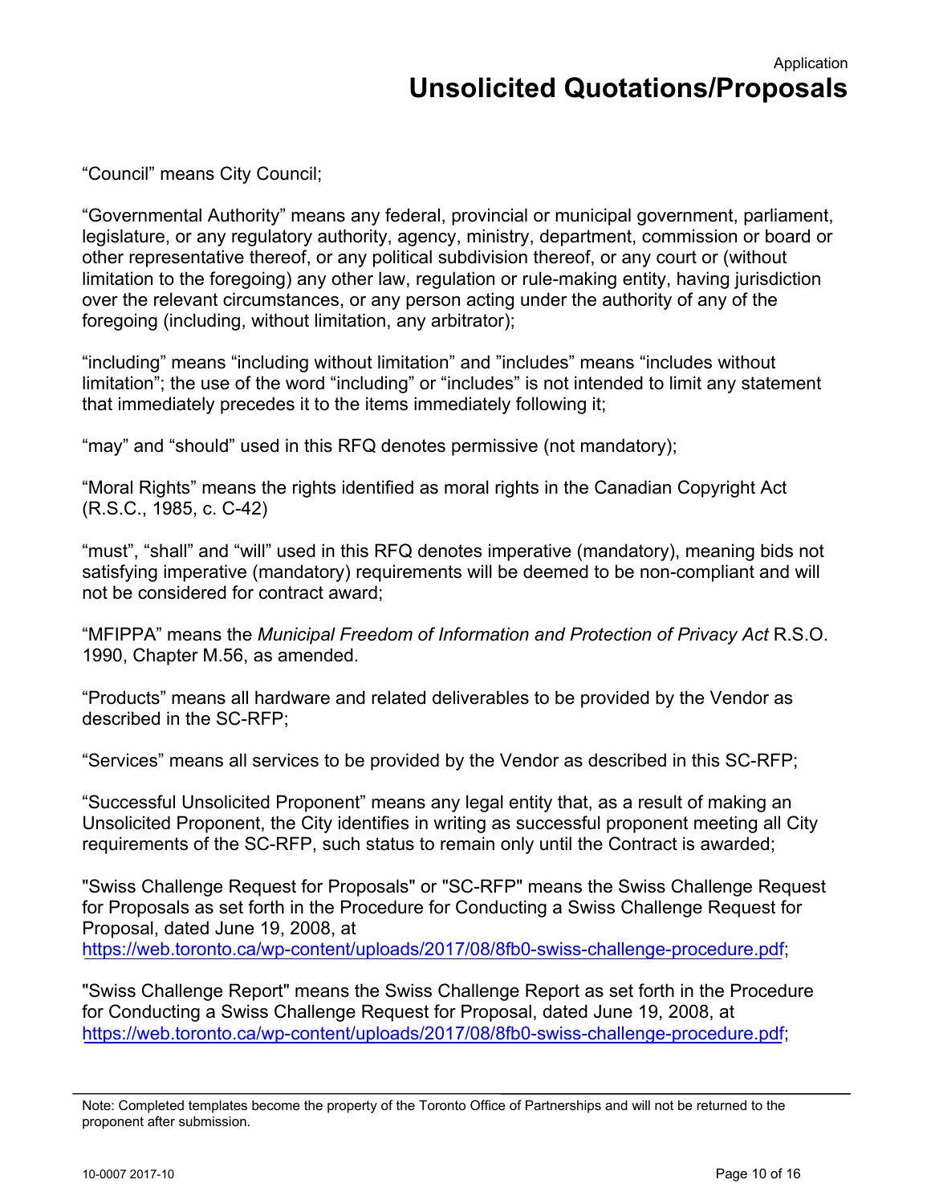"Council" means City Council;

"Governmental Authority" means any federal, provincial or municipal government, parliament, legislature, or any regulatory authority, agency, ministry, department, commission or board or other representative thereof, or any political subdivision thereof, or any court or (without limitation to the foregoing) any other law, regulation or rule-making entity, having jurisdiction over the relevant circumstances, or any person acting under the authority of any of the foregoing (including, without limitation, any arbitrator);

"including" means "including without limitation" and "includes" means "includes without limitation"; the use of the word "including" or "includes" is not intended to limit any statement that immediately precedes it to the items immediately following it;

"may" and "should" used in this RFQ denotes permissive (not mandatory);

"Moral Rights" means the rights identified as moral rights in the Canadian Copyright Act (R.S.C., 1985, c. C-42)

"must", "shall" and "will" used in this RFQ denotes imperative (mandatory), meaning bids not satisfying imperative (mandatory) requirements will be deemed to be non-compliant and will not be considered for contract award;

"MFIPPA" means the *Municipal Freedom of Information and Protection of Privacy Act* R.S.O. 1990, Chapter M.56, as amended.

"Products" means all hardware and related deliverables to be provided by the Vendor as described in the SC-RFP;

"Services" means all services to be provided by the Vendor as described in this SC-RFP;

"Successful Unsolicited Proponent" means any legal entity that, as a result of making an Unsolicited Proponent, the City identifies in writing as successful proponent meeting all City requirements of the SC-RFP, such status to remain only until the Contract is awarded;

"Swiss Challenge Request for Proposals" or "SC-RFP" means the Swiss Challenge Request for Proposals as set forth in the Procedure for Conducting a Swiss Challenge Request for Proposal, dated June 19, 2008, at https://web.toronto.ca/wp-content/uploads/2017/08/8fb0-swiss-challenge-procedure.pdf;

"Swiss Challenge Report" means the Swiss Challenge Report as set forth in the Procedure for Conducting a Swiss Challenge Request for Proposal, dated June 19, 2008, at https://web.toronto.ca/wp-content/uploads/2017/08/8fb0-swiss-challenge-procedure.pdf;

Note: Completed templates become the property of the Toronto Office of Partnerships and will not be returned to the proponent after submission.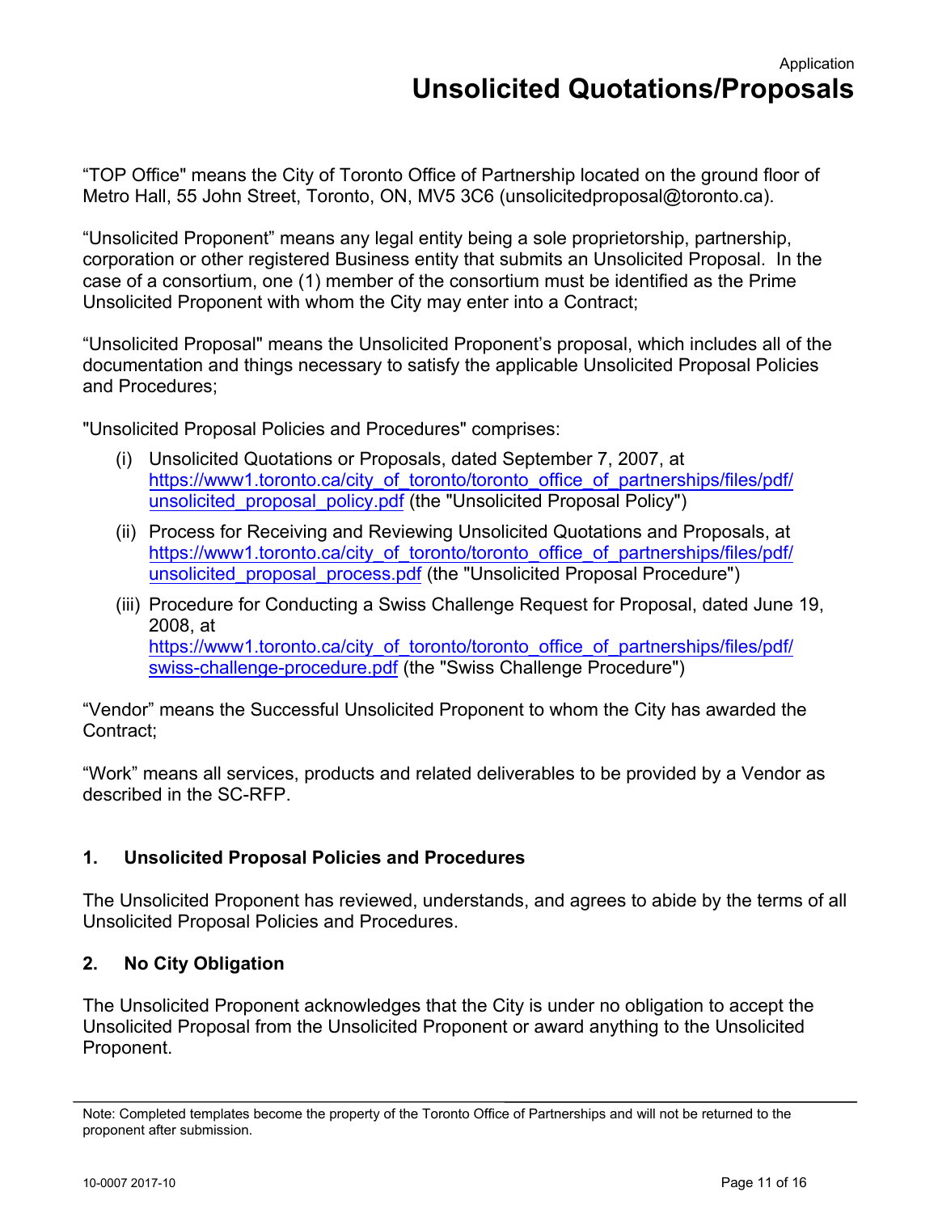Application

# Unsolicited Quotations/Proposals

“TOP Office" means the City of Toronto Office of Partnership located on the ground floor of Metro Hall, 55 John Street, Toronto, ON, MV5 3C6 (unsolicitedproposal@toronto.ca).

“Unsolicited Proponent” means any legal entity being a sole proprietorship, partnership, corporation or other registered Business entity that submits an Unsolicited Proposal. In the case of a consortium, one (1) member of the consortium must be identified as the Prime Unsolicited Proponent with whom the City may enter into a Contract;

“Unsolicited Proposal" means the Unsolicited Proponent’s proposal, which includes all of the documentation and things necessary to satisfy the applicable Unsolicited Proposal Policies and Procedures;

"Unsolicited Proposal Policies and Procedures" comprises:

(i) Unsolicited Quotations or Proposals, dated September 7, 2007, at https://www1.toronto.ca/city_of_toronto/toronto_office_of_partnerships/files/pdf/unsolicited_proposal_policy.pdf (the "Unsolicited Proposal Policy")

(ii) Process for Receiving and Reviewing Unsolicited Quotations and Proposals, at https://www1.toronto.ca/city_of_toronto/toronto_office_of_partnerships/files/pdf/unsolicited_proposal_process.pdf (the "Unsolicited Proposal Procedure")

(iii) Procedure for Conducting a Swiss Challenge Request for Proposal, dated June 19, 2008, at https://www1.toronto.ca/city_of_toronto/toronto_office_of_partnerships/files/pdf/swiss-challenge-procedure.pdf (the "Swiss Challenge Procedure")

“Vendor” means the Successful Unsolicited Proponent to whom the City has awarded the Contract;

“Work” means all services, products and related deliverables to be provided by a Vendor as described in the SC-RFP.

## 1. Unsolicited Proposal Policies and Procedures

The Unsolicited Proponent has reviewed, understands, and agrees to abide by the terms of all Unsolicited Proposal Policies and Procedures.

## 2. No City Obligation

The Unsolicited Proponent acknowledges that the City is under no obligation to accept the Unsolicited Proposal from the Unsolicited Proponent or award anything to the Unsolicited Proponent.

Note: Completed templates become the property of the Toronto Office of Partnerships and will not be returned to the proponent after submission.

10-0007 2017-10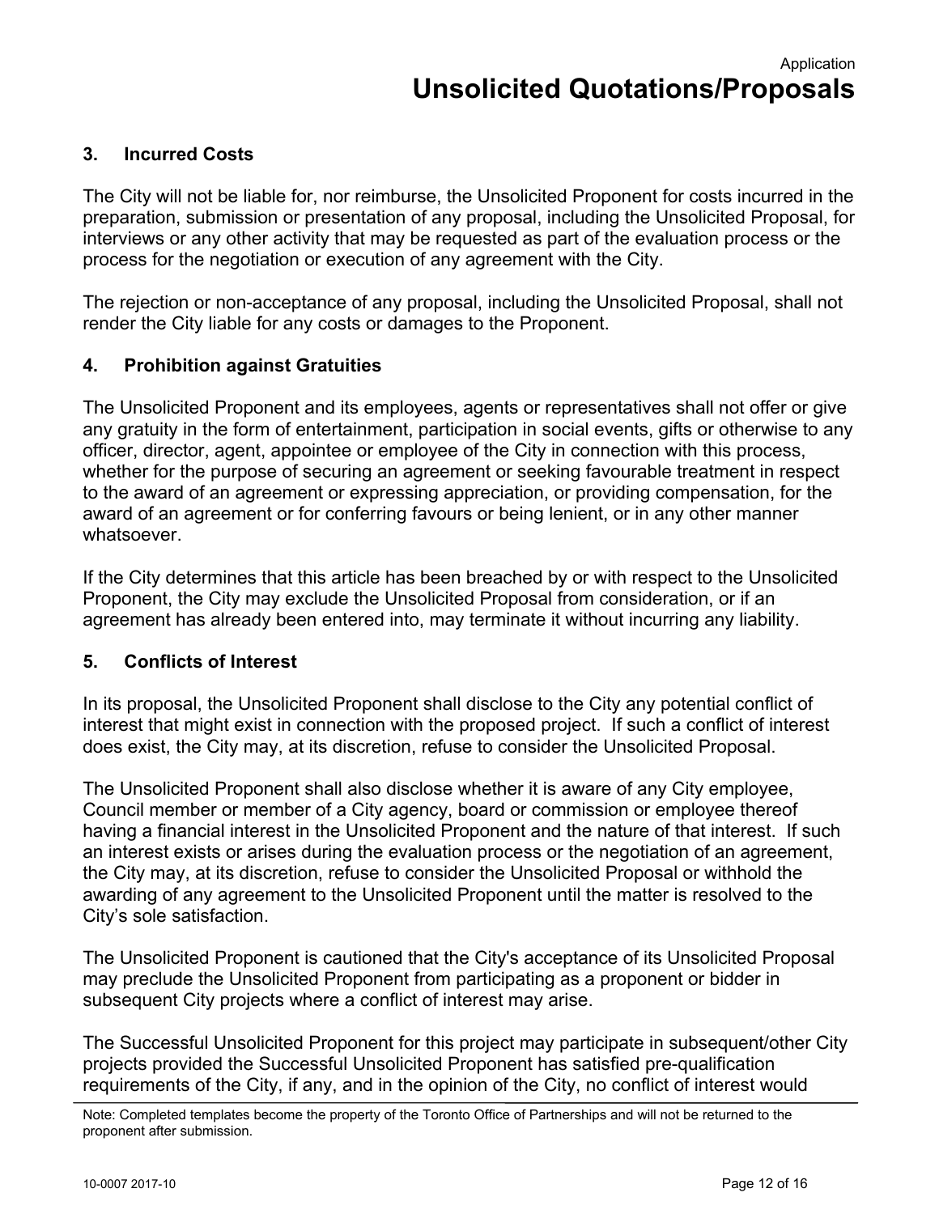### 3. Incurred Costs

The City will not be liable for, nor reimburse, the Unsolicited Proponent for costs incurred in the preparation, submission or presentation of any proposal, including the Unsolicited Proposal, for interviews or any other activity that may be requested as part of the evaluation process or the process for the negotiation or execution of any agreement with the City.

The rejection or non-acceptance of any proposal, including the Unsolicited Proposal, shall not render the City liable for any costs or damages to the Proponent.

### 4. Prohibition against Gratuities

The Unsolicited Proponent and its employees, agents or representatives shall not offer or give any gratuity in the form of entertainment, participation in social events, gifts or otherwise to any officer, director, agent, appointee or employee of the City in connection with this process, whether for the purpose of securing an agreement or seeking favourable treatment in respect to the award of an agreement or expressing appreciation, or providing compensation, for the award of an agreement or for conferring favours or being lenient, or in any other manner whatsoever.

If the City determines that this article has been breached by or with respect to the Unsolicited Proponent, the City may exclude the Unsolicited Proposal from consideration, or if an agreement has already been entered into, may terminate it without incurring any liability.

### 5. Conflicts of Interest

In its proposal, the Unsolicited Proponent shall disclose to the City any potential conflict of interest that might exist in connection with the proposed project. If such a conflict of interest does exist, the City may, at its discretion, refuse to consider the Unsolicited Proposal.

The Unsolicited Proponent shall also disclose whether it is aware of any City employee, Council member or member of a City agency, board or commission or employee thereof having a financial interest in the Unsolicited Proponent and the nature of that interest. If such an interest exists or arises during the evaluation process or the negotiation of an agreement, the City may, at its discretion, refuse to consider the Unsolicited Proposal or withhold the awarding of any agreement to the Unsolicited Proponent until the matter is resolved to the City's sole satisfaction.

The Unsolicited Proponent is cautioned that the City's acceptance of its Unsolicited Proposal may preclude the Unsolicited Proponent from participating as a proponent or bidder in subsequent City projects where a conflict of interest may arise.

The Successful Unsolicited Proponent for this project may participate in subsequent/other City projects provided the Successful Unsolicited Proponent has satisfied pre-qualification requirements of the City, if any, and in the opinion of the City, no conflict of interest would

Note: Completed templates become the property of the Toronto Office of Partnerships and will not be returned to the proponent after submission.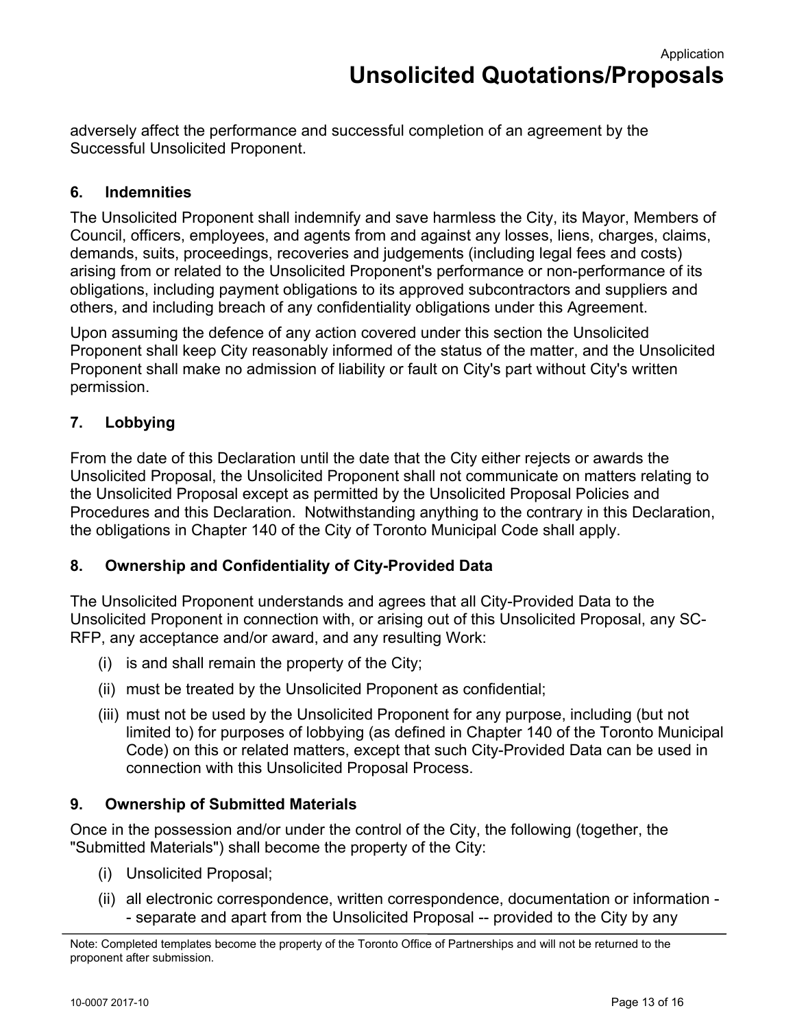adversely affect the performance and successful completion of an agreement by the Successful Unsolicited Proponent.

### 6. Indemnities

The Unsolicited Proponent shall indemnify and save harmless the City, its Mayor, Members of Council, officers, employees, and agents from and against any losses, liens, charges, claims, demands, suits, proceedings, recoveries and judgements (including legal fees and costs) arising from or related to the Unsolicited Proponent's performance or non-performance of its obligations, including payment obligations to its approved subcontractors and suppliers and others, and including breach of any confidentiality obligations under this Agreement.

Upon assuming the defence of any action covered under this section the Unsolicited Proponent shall keep City reasonably informed of the status of the matter, and the Unsolicited Proponent shall make no admission of liability or fault on City's part without City's written permission.

### 7. Lobbying

From the date of this Declaration until the date that the City either rejects or awards the Unsolicited Proposal, the Unsolicited Proponent shall not communicate on matters relating to the Unsolicited Proposal except as permitted by the Unsolicited Proposal Policies and Procedures and this Declaration. Notwithstanding anything to the contrary in this Declaration, the obligations in Chapter 140 of the City of Toronto Municipal Code shall apply.

### 8. Ownership and Confidentiality of City-Provided Data

The Unsolicited Proponent understands and agrees that all City-Provided Data to the Unsolicited Proponent in connection with, or arising out of this Unsolicited Proposal, any SC-RFP, any acceptance and/or award, and any resulting Work:

(i) is and shall remain the property of the City;

(ii) must be treated by the Unsolicited Proponent as confidential;

(iii) must not be used by the Unsolicited Proponent for any purpose, including (but not limited to) for purposes of lobbying (as defined in Chapter 140 of the Toronto Municipal Code) on this or related matters, except that such City-Provided Data can be used in connection with this Unsolicited Proposal Process.

### 9. Ownership of Submitted Materials

Once in the possession and/or under the control of the City, the following (together, the "Submitted Materials") shall become the property of the City:

(i) Unsolicited Proposal;

(ii) all electronic correspondence, written correspondence, documentation or information -- separate and apart from the Unsolicited Proposal -- provided to the City by any

Note: Completed templates become the property of the Toronto Office of Partnerships and will not be returned to the proponent after submission.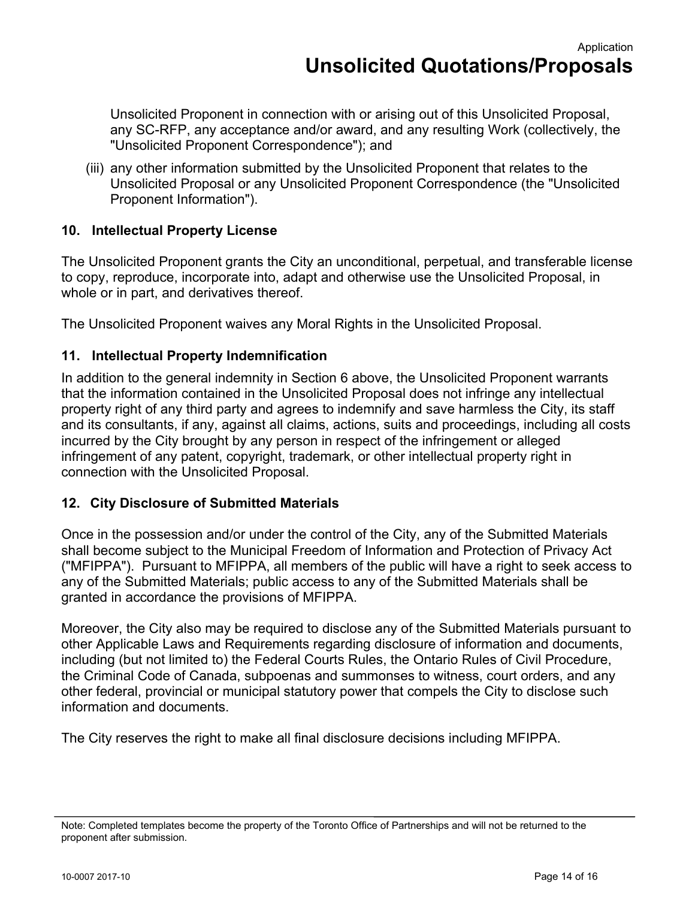Unsolicited Proponent in connection with or arising out of this Unsolicited Proposal, any SC-RFP, any acceptance and/or award, and any resulting Work (collectively, the "Unsolicited Proponent Correspondence"); and

(iii) any other information submitted by the Unsolicited Proponent that relates to the Unsolicited Proposal or any Unsolicited Proponent Correspondence (the "Unsolicited Proponent Information").

### 10. Intellectual Property License

The Unsolicited Proponent grants the City an unconditional, perpetual, and transferable license to copy, reproduce, incorporate into, adapt and otherwise use the Unsolicited Proposal, in whole or in part, and derivatives thereof.

The Unsolicited Proponent waives any Moral Rights in the Unsolicited Proposal.

### 11. Intellectual Property Indemnification

In addition to the general indemnity in Section 6 above, the Unsolicited Proponent warrants that the information contained in the Unsolicited Proposal does not infringe any intellectual property right of any third party and agrees to indemnify and save harmless the City, its staff and its consultants, if any, against all claims, actions, suits and proceedings, including all costs incurred by the City brought by any person in respect of the infringement or alleged infringement of any patent, copyright, trademark, or other intellectual property right in connection with the Unsolicited Proposal.

### 12. City Disclosure of Submitted Materials

Once in the possession and/or under the control of the City, any of the Submitted Materials shall become subject to the Municipal Freedom of Information and Protection of Privacy Act ("MFIPPA"). Pursuant to MFIPPA, all members of the public will have a right to seek access to any of the Submitted Materials; public access to any of the Submitted Materials shall be granted in accordance the provisions of MFIPPA.

Moreover, the City also may be required to disclose any of the Submitted Materials pursuant to other Applicable Laws and Requirements regarding disclosure of information and documents, including (but not limited to) the Federal Courts Rules, the Ontario Rules of Civil Procedure, the Criminal Code of Canada, subpoenas and summonses to witness, court orders, and any other federal, provincial or municipal statutory power that compels the City to disclose such information and documents.

The City reserves the right to make all final disclosure decisions including MFIPPA.

Note: Completed templates become the property of the Toronto Office of Partnerships and will not be returned to the proponent after submission.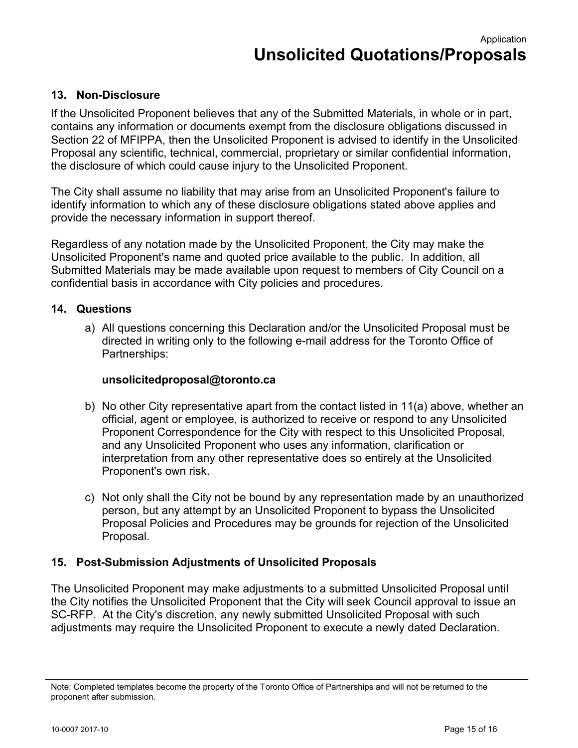### 13. Non-Disclosure

If the Unsolicited Proponent believes that any of the Submitted Materials, in whole or in part, contains any information or documents exempt from the disclosure obligations discussed in Section 22 of MFIPPA, then the Unsolicited Proponent is advised to identify in the Unsolicited Proposal any scientific, technical, commercial, proprietary or similar confidential information, the disclosure of which could cause injury to the Unsolicited Proponent.

The City shall assume no liability that may arise from an Unsolicited Proponent's failure to identify information to which any of these disclosure obligations stated above applies and provide the necessary information in support thereof.

Regardless of any notation made by the Unsolicited Proponent, the City may make the Unsolicited Proponent's name and quoted price available to the public. In addition, all Submitted Materials may be made available upon request to members of City Council on a confidential basis in accordance with City policies and procedures.

### 14. Questions

a) All questions concerning this Declaration and/or the Unsolicited Proposal must be directed in writing only to the following e-mail address for the Toronto Office of Partnerships:

   **unsolicitedproposal@toronto.ca**

b) No other City representative apart from the contact listed in 11(a) above, whether an official, agent or employee, is authorized to receive or respond to any Unsolicited Proponent Correspondence for the City with respect to this Unsolicited Proposal, and any Unsolicited Proponent who uses any information, clarification or interpretation from any other representative does so entirely at the Unsolicited Proponent's own risk.

c) Not only shall the City not be bound by any representation made by an unauthorized person, but any attempt by an Unsolicited Proponent to bypass the Unsolicited Proposal Policies and Procedures may be grounds for rejection of the Unsolicited Proposal.

### 15. Post-Submission Adjustments of Unsolicited Proposals

The Unsolicited Proponent may make adjustments to a submitted Unsolicited Proposal until the City notifies the Unsolicited Proponent that the City will seek Council approval to issue an SC-RFP. At the City's discretion, any newly submitted Unsolicited Proposal with such adjustments may require the Unsolicited Proponent to execute a newly dated Declaration.

Note: Completed templates become the property of the Toronto Office of Partnerships and will not be returned to the proponent after submission.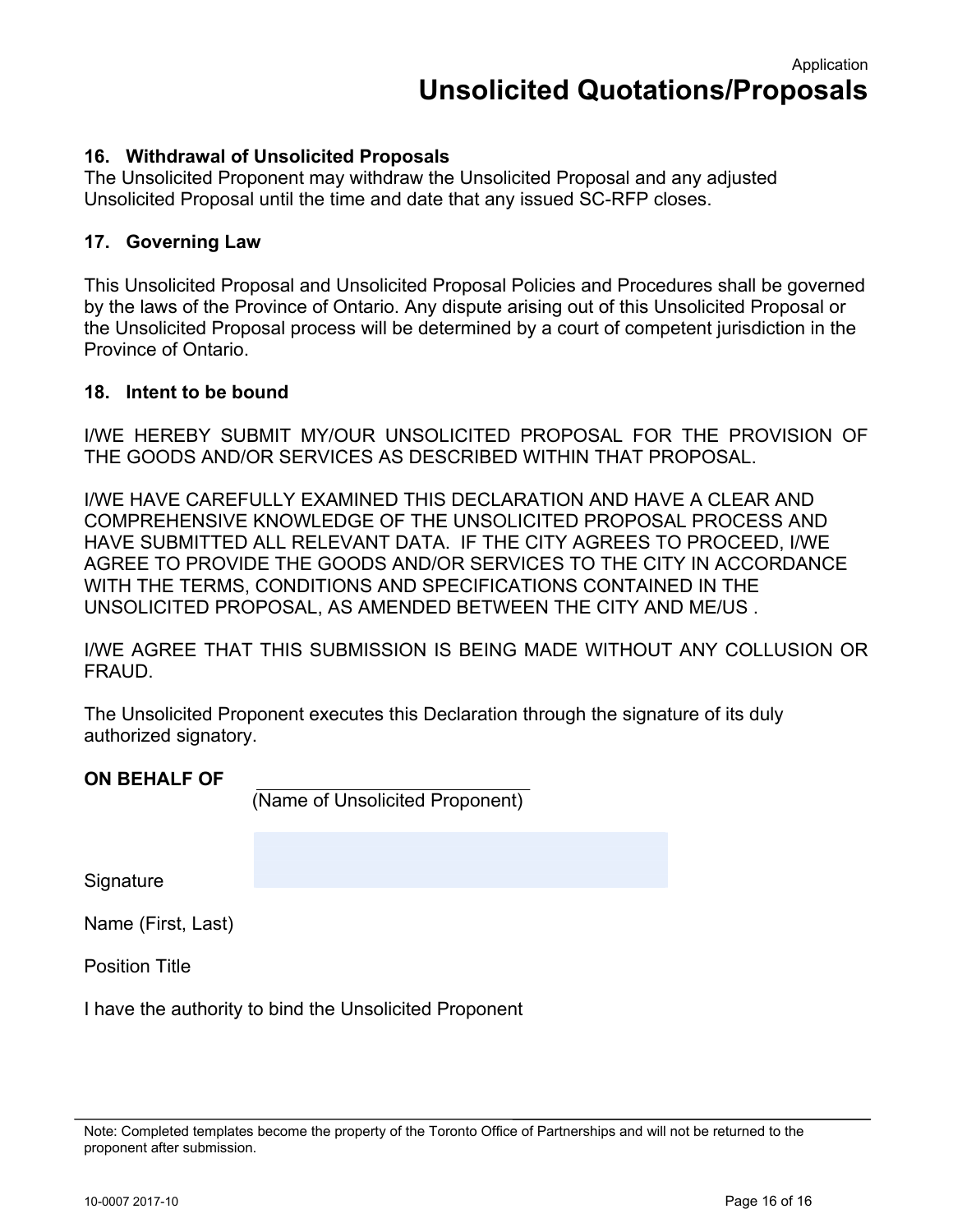## 16. Withdrawal of Unsolicited Proposals

The Unsolicited Proponent may withdraw the Unsolicited Proposal and any adjusted Unsolicited Proposal until the time and date that any issued SC-RFP closes.

## 17. Governing Law

This Unsolicited Proposal and Unsolicited Proposal Policies and Procedures shall be governed by the laws of the Province of Ontario. Any dispute arising out of this Unsolicited Proposal or the Unsolicited Proposal process will be determined by a court of competent jurisdiction in the Province of Ontario.

## 18. Intent to be bound

I/WE HEREBY SUBMIT MY/OUR UNSOLICITED PROPOSAL FOR THE PROVISION OF THE GOODS AND/OR SERVICES AS DESCRIBED WITHIN THAT PROPOSAL.

I/WE HAVE CAREFULLY EXAMINED THIS DECLARATION AND HAVE A CLEAR AND COMPREHENSIVE KNOWLEDGE OF THE UNSOLICITED PROPOSAL PROCESS AND HAVE SUBMITTED ALL RELEVANT DATA. IF THE CITY AGREES TO PROCEED, I/WE AGREE TO PROVIDE THE GOODS AND/OR SERVICES TO THE CITY IN ACCORDANCE WITH THE TERMS, CONDITIONS AND SPECIFICATIONS CONTAINED IN THE UNSOLICITED PROPOSAL, AS AMENDED BETWEEN THE CITY AND ME/US .

I/WE AGREE THAT THIS SUBMISSION IS BEING MADE WITHOUT ANY COLLUSION OR FRAUD.

The Unsolicited Proponent executes this Declaration through the signature of its duly authorized signatory.

**ON BEHALF OF** ____________________________
(Name of Unsolicited Proponent)

Signature

Name (First, Last)

Position Title

I have the authority to bind the Unsolicited Proponent

Note: Completed templates become the property of the Toronto Office of Partnerships and will not be returned to the proponent after submission.

10-0007 2017-10